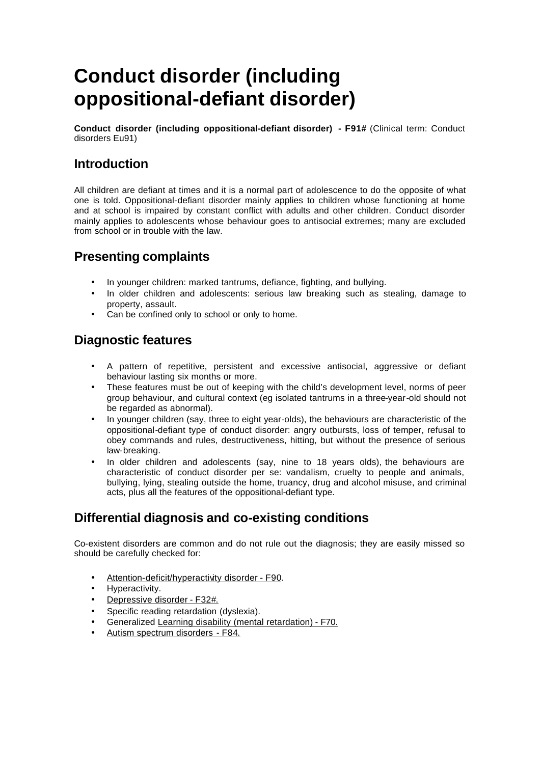# Conduct disorder (including oppositional-defiant disorder)

**Conduct disorder (including oppositional-defiant disorder) - F91#** (Clinical term: Conduct disorders Eu91)

## Introduction

All children are defiant at times and it is a normal part of adolescence to do the opposite of what one is told. Oppositional-defiant disorder mainly applies to children whose functioning at home and at school is impaired by constant conflict with adults and other children. Conduct disorder mainly applies to adolescents whose behaviour goes to antisocial extremes; many are excluded from school or in trouble with the law.

## Presenting complaints

- In younger children: marked tantrums, defiance, fighting, and bullying.
- In older children and adolescents: serious law breaking such as stealing, damage to property, assault.
- Can be confined only to school or only to home.

## Diagnostic features

- A pattern of repetitive, persistent and excessive antisocial, aggressive or defiant behaviour lasting six months or more.
- These features must be out of keeping with the child's development level, norms of peer group behaviour, and cultural context (eg isolated tantrums in a three-year-old should not be regarded as abnormal).
- In younger children (say, three to eight year-olds), the behaviours are characteristic of the oppositional-defiant type of conduct disorder: angry outbursts, loss of temper, refusal to obey commands and rules, destructiveness, hitting, but without the presence of serious law-breaking.
- In older children and adolescents (say, nine to 18 years olds), the behaviours are characteristic of conduct disorder per se: vandalism, cruelty to people and animals, bullying, lying, stealing outside the home, truancy, drug and alcohol misuse, and criminal acts, plus all the features of the oppositional-defiant type.

## Differential diagnosis and co-existing conditions

Co-existent disorders are common and do not rule out the diagnosis; they are easily missed so should be carefully checked for:

- Attention-deficit/hyperactivity disorder - F90.
- Hyperactivity.
- Depressive disorder - F32#.
- Specific reading retardation (dyslexia).
- Generalized Learning disability (mental retardation) - F70.
- Autism spectrum disorders - F84.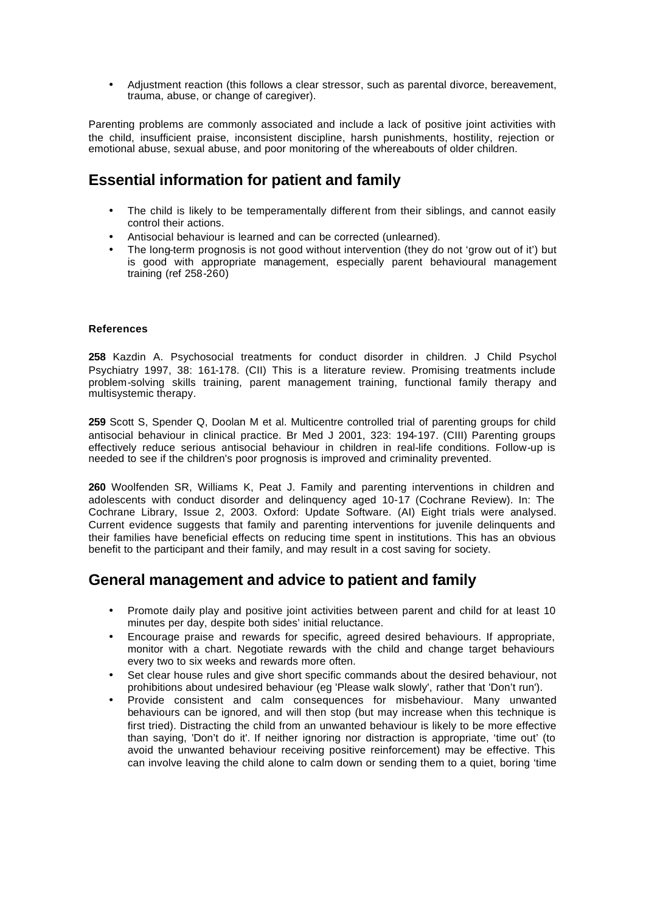- Adjustment reaction (this follows a clear stressor, such as parental divorce, bereavement, trauma, abuse, or change of caregiver).

Parenting problems are commonly associated and include a lack of positive joint activities with the child, insufficient praise, inconsistent discipline, harsh punishments, hostility, rejection or emotional abuse, sexual abuse, and poor monitoring of the whereabouts of older children.

## Essential information for patient and family

- The child is likely to be temperamentally different from their siblings, and cannot easily control their actions.
- Antisocial behaviour is learned and can be corrected (unlearned).
- The long-term prognosis is not good without intervention (they do not 'grow out of it') but is good with appropriate management, especially parent behavioural management training (ref 258-260)

#### References

**258** Kazdin A. Psychosocial treatments for conduct disorder in children. J Child Psychol Psychiatry 1997, 38: 161-178. (CII) This is a literature review. Promising treatments include problem-solving skills training, parent management training, functional family therapy and multisystemic therapy.

**259** Scott S, Spender Q, Doolan M et al. Multicentre controlled trial of parenting groups for child antisocial behaviour in clinical practice. Br Med J 2001, 323: 194-197. (CIII) Parenting groups effectively reduce serious antisocial behaviour in children in real-life conditions. Follow-up is needed to see if the children's poor prognosis is improved and criminality prevented.

**260** Woolfenden SR, Williams K, Peat J. Family and parenting interventions in children and adolescents with conduct disorder and delinquency aged 10-17 (Cochrane Review). In: The Cochrane Library, Issue 2, 2003. Oxford: Update Software. (AI) Eight trials were analysed. Current evidence suggests that family and parenting interventions for juvenile delinquents and their families have beneficial effects on reducing time spent in institutions. This has an obvious benefit to the participant and their family, and may result in a cost saving for society.

## General management and advice to patient and family

- Promote daily play and positive joint activities between parent and child for at least 10 minutes per day, despite both sides' initial reluctance.
- Encourage praise and rewards for specific, agreed desired behaviours. If appropriate, monitor with a chart. Negotiate rewards with the child and change target behaviours every two to six weeks and rewards more often.
- Set clear house rules and give short specific commands about the desired behaviour, not prohibitions about undesired behaviour (eg 'Please walk slowly', rather that 'Don't run').
- Provide consistent and calm consequences for misbehaviour. Many unwanted behaviours can be ignored, and will then stop (but may increase when this technique is first tried). Distracting the child from an unwanted behaviour is likely to be more effective than saying, 'Don't do it'. If neither ignoring nor distraction is appropriate, 'time out' (to avoid the unwanted behaviour receiving positive reinforcement) may be effective. This can involve leaving the child alone to calm down or sending them to a quiet, boring 'time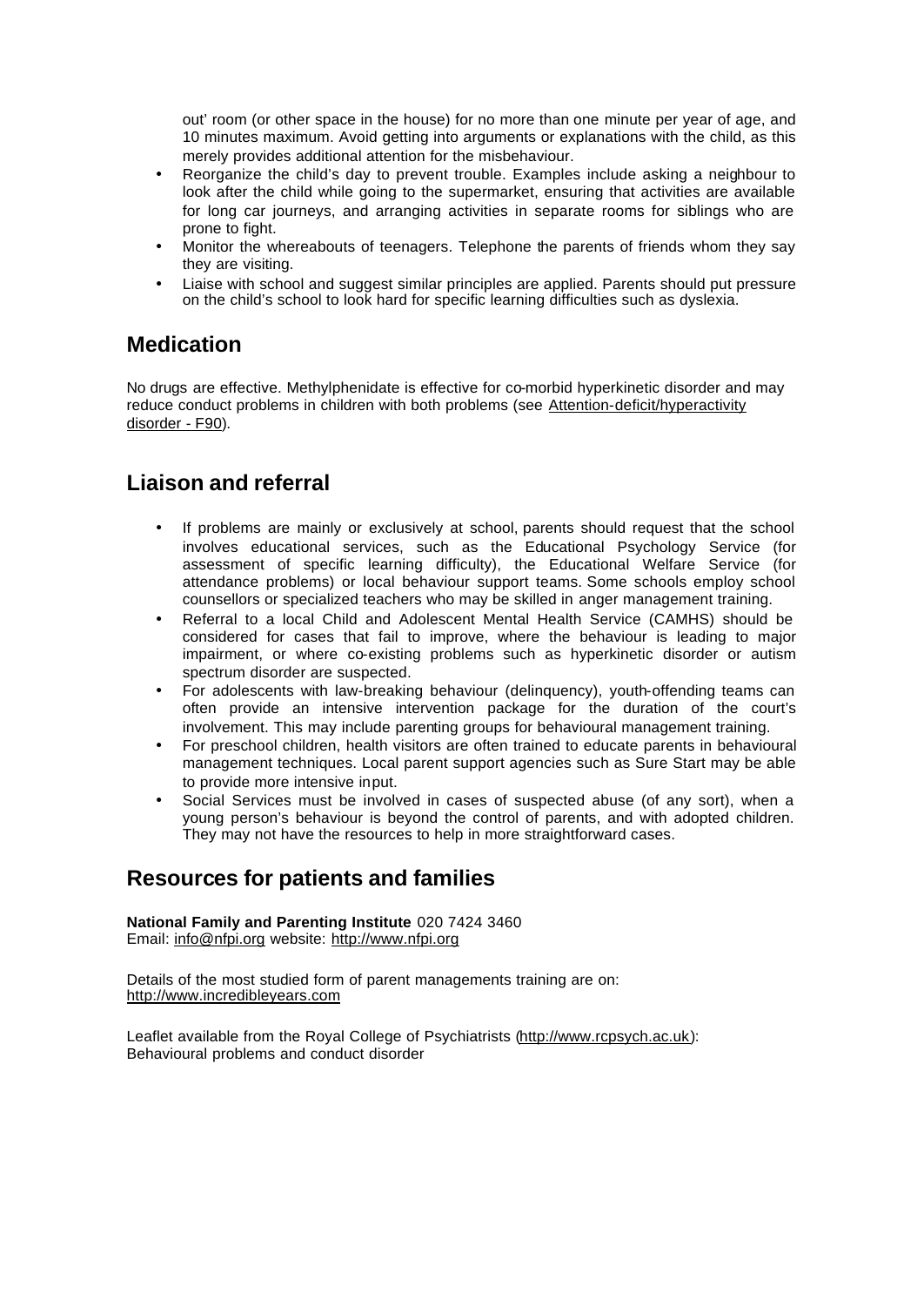out' room (or other space in the house) for no more than one minute per year of age, and 10 minutes maximum. Avoid getting into arguments or explanations with the child, as this merely provides additional attention for the misbehaviour.

- Reorganize the child's day to prevent trouble. Examples include asking a neighbour to look after the child while going to the supermarket, ensuring that activities are available for long car journeys, and arranging activities in separate rooms for siblings who are prone to fight.
- Monitor the whereabouts of teenagers. Telephone the parents of friends whom they say they are visiting.
- Liaise with school and suggest similar principles are applied. Parents should put pressure on the child's school to look hard for specific learning difficulties such as dyslexia.

## Medication

No drugs are effective. Methylphenidate is effective for co-morbid hyperkinetic disorder and may reduce conduct problems in children with both problems (see Attention-deficit/hyperactivity disorder - F90).

## Liaison and referral

- If problems are mainly or exclusively at school, parents should request that the school involves educational services, such as the Educational Psychology Service (for assessment of specific learning difficulty), the Educational Welfare Service (for attendance problems) or local behaviour support teams. Some schools employ school counsellors or specialized teachers who may be skilled in anger management training.
- Referral to a local Child and Adolescent Mental Health Service (CAMHS) should be considered for cases that fail to improve, where the behaviour is leading to major impairment, or where co-existing problems such as hyperkinetic disorder or autism spectrum disorder are suspected.
- For adolescents with law-breaking behaviour (delinquency), youth-offending teams can often provide an intensive intervention package for the duration of the court's involvement. This may include parenting groups for behavioural management training.
- For preschool children, health visitors are often trained to educate parents in behavioural management techniques. Local parent support agencies such as Sure Start may be able to provide more intensive input.
- Social Services must be involved in cases of suspected abuse (of any sort), when a young person's behaviour is beyond the control of parents, and with adopted children. They may not have the resources to help in more straightforward cases.

## Resources for patients and families

**National Family and Parenting Institute** 020 7424 3460
Email: info@nfpi.org website: http://www.nfpi.org

Details of the most studied form of parent managements training are on:
http://www.incredibleyears.com

Leaflet available from the Royal College of Psychiatrists (http://www.rcpsych.ac.uk):
Behavioural problems and conduct disorder